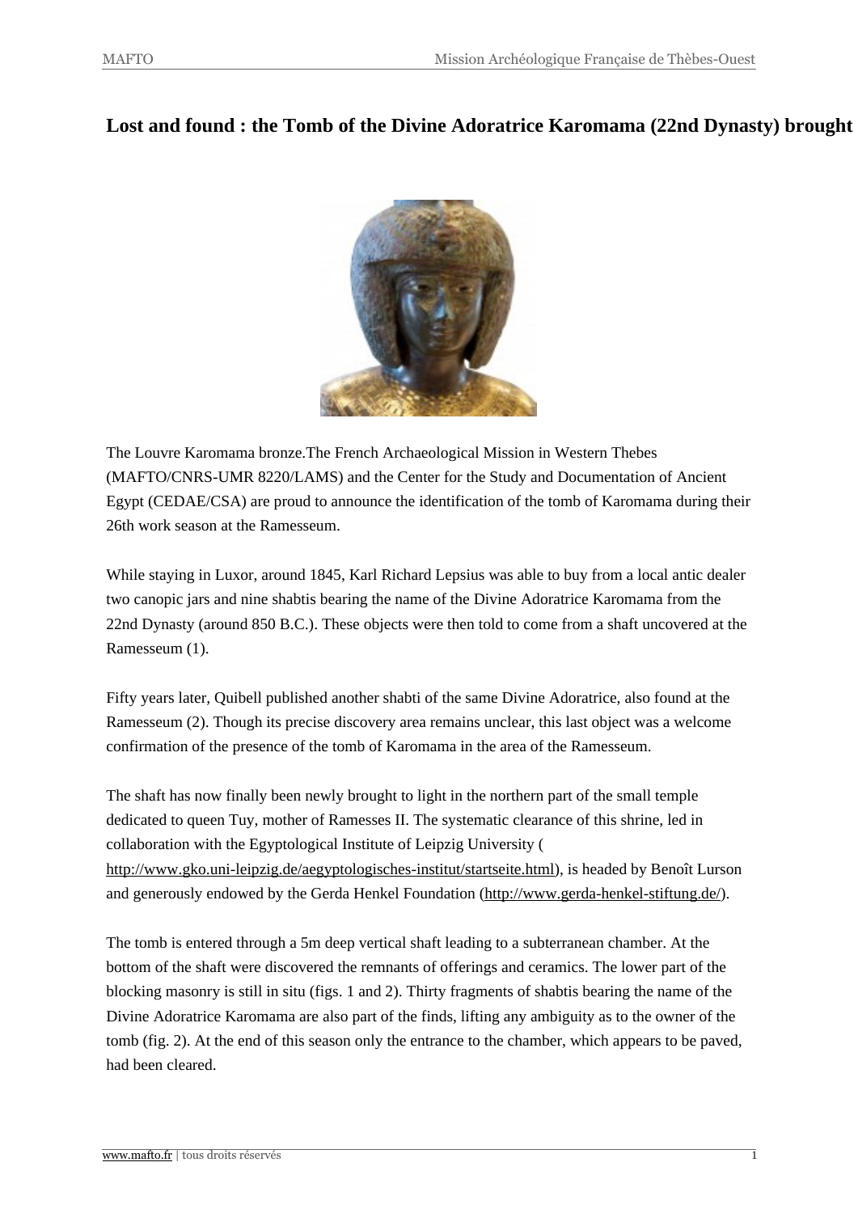# Lost and found : the Tomb of the Divine Adoratrice Karomama (22nd Dynasty) brought

The Louvre Karomama bronze.The French Archaeological Mission in Western Thebes (MAFTO/CNRS-UMR 8220/LAMS) and the Center for the Study and Documentation of Ancient Egypt (CEDAE/CSA) are proud to announce the identification of the tomb of Karomama during their 26th work season at the Ramesseum.

While staying in Luxor, around 1845, Karl Richard Lepsius was able to buy from a local antic dealer two canopic jars and nine shabtis bearing the name of the Divine Adoratrice Karomama from the 22nd Dynasty (around 850 B.C.). These objects were then told to come from a shaft uncovered at the Ramesseum (1).

Fifty years later, Quibell published another shabti of the same Divine Adoratrice, also found at the Ramesseum (2). Though its precise discovery area remains unclear, this last object was a welcome confirmation of the presence of the tomb of Karomama in the area of the Ramesseum.

The shaft has now finally been newly brought to light in the northern part of the small temple dedicated to queen Tuy, mother of Ramesses II. The systematic clearance of this shrine, led in collaboration with the Egyptological Institute of Leipzig University ( http://www.gko.uni-leipzig.de/aegyptologisches-institut/startseite.html), is headed by Benoît Lurson and generously endowed by the Gerda Henkel Foundation (http://www.gerda-henkel-stiftung.de/).

The tomb is entered through a 5m deep vertical shaft leading to a subterranean chamber. At the bottom of the shaft were discovered the remnants of offerings and ceramics. The lower part of the blocking masonry is still in situ (figs. 1 and 2). Thirty fragments of shabtis bearing the name of the Divine Adoratrice Karomama are also part of the finds, lifting any ambiguity as to the owner of the tomb (fig. 2). At the end of this season only the entrance to the chamber, which appears to be paved, had been cleared.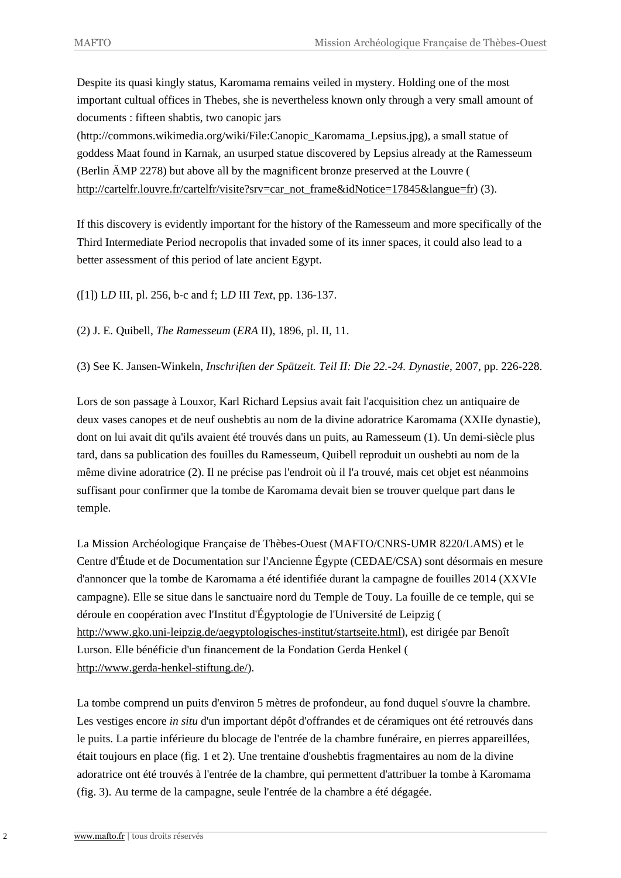Despite its quasi kingly status, Karomama remains veiled in mystery. Holding one of the most important cultual offices in Thebes, she is nevertheless known only through a very small amount of documents : fifteen shabtis, two canopic jars (http://commons.wikimedia.org/wiki/File:Canopic_Karomama_Lepsius.jpg), a small statue of goddess Maat found in Karnak, an usurped statue discovered by Lepsius already at the Ramesseum (Berlin ÄMP 2278) but above all by the magnificent bronze preserved at the Louvre ( http://cartelfr.louvre.fr/cartelfr/visite?srv=car_not_frame&idNotice=17845&langue=fr) (3).

If this discovery is evidently important for the history of the Ramesseum and more specifically of the Third Intermediate Period necropolis that invaded some of its inner spaces, it could also lead to a better assessment of this period of late ancient Egypt.

([1]) L*D* III, pl. 256, b-c and f; L*D* III *Text*, pp. 136-137.

(2) J. E. Quibell, *The Ramesseum* (*ERA* II), 1896, pl. II, 11.

(3) See K. Jansen-Winkeln, *Inschriften der Spätzeit. Teil II: Die 22.-24. Dynastie*, 2007, pp. 226-228.

Lors de son passage à Louxor, Karl Richard Lepsius avait fait l'acquisition chez un antiquaire de deux vases canopes et de neuf oushebtis au nom de la divine adoratrice Karomama (XXIIe dynastie), dont on lui avait dit qu'ils avaient été trouvés dans un puits, au Ramesseum (1). Un demi-siècle plus tard, dans sa publication des fouilles du Ramesseum, Quibell reproduit un oushebti au nom de la même divine adoratrice (2). Il ne précise pas l'endroit où il l'a trouvé, mais cet objet est néanmoins suffisant pour confirmer que la tombe de Karomama devait bien se trouver quelque part dans le temple.

La Mission Archéologique Française de Thèbes-Ouest (MAFTO/CNRS-UMR 8220/LAMS) et le Centre d'Étude et de Documentation sur l'Ancienne Égypte (CEDAE/CSA) sont désormais en mesure d'annoncer que la tombe de Karomama a été identifiée durant la campagne de fouilles 2014 (XXVIe campagne). Elle se situe dans le sanctuaire nord du Temple de Touy. La fouille de ce temple, qui se déroule en coopération avec l'Institut d'Égyptologie de l'Université de Leipzig ( http://www.gko.uni-leipzig.de/aegyptologisches-institut/startseite.html), est dirigée par Benoît Lurson. Elle bénéficie d'un financement de la Fondation Gerda Henkel ( http://www.gerda-henkel-stiftung.de/).

La tombe comprend un puits d'environ 5 mètres de profondeur, au fond duquel s'ouvre la chambre. Les vestiges encore *in situ* d'un important dépôt d'offrandes et de céramiques ont été retrouvés dans le puits. La partie inférieure du blocage de l'entrée de la chambre funéraire, en pierres appareillées, était toujours en place (fig. 1 et 2). Une trentaine d'oushebtis fragmentaires au nom de la divine adoratrice ont été trouvés à l'entrée de la chambre, qui permettent d'attribuer la tombe à Karomama (fig. 3). Au terme de la campagne, seule l'entrée de la chambre a été dégagée.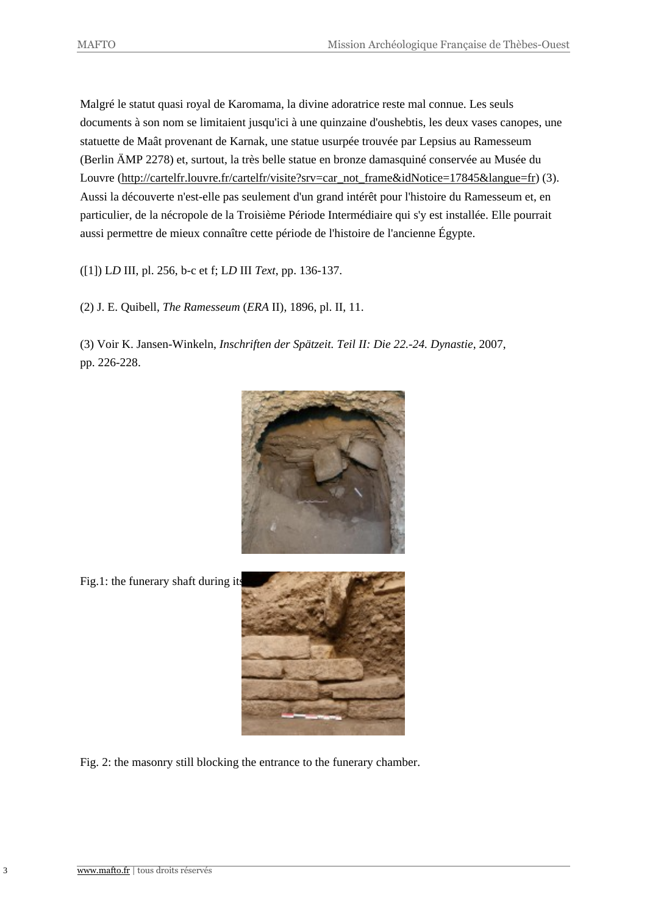Malgré le statut quasi royal de Karomama, la divine adoratrice reste mal connue. Les seuls documents à son nom se limitaient jusqu'ici à une quinzaine d'oushebtis, les deux vases canopes, une statuette de Maât provenant de Karnak, une statue usurpée trouvée par Lepsius au Ramesseum (Berlin ÄMP 2278) et, surtout, la très belle statue en bronze damasquiné conservée au Musée du Louvre (http://cartelfr.louvre.fr/cartelfr/visite?srv=car_not_frame&idNotice=17845&langue=fr) (3). Aussi la découverte n'est-elle pas seulement d'un grand intérêt pour l'histoire du Ramesseum et, en particulier, de la nécropole de la Troisième Période Intermédiaire qui s'y est installée. Elle pourrait aussi permettre de mieux connaître cette période de l'histoire de l'ancienne Égypte.

([1]) L*D* III, pl. 256, b-c et f; L*D* III *Text*, pp. 136-137.

(2) J. E. Quibell, *The Ramesseum* (*ERA* II), 1896, pl. II, 11.

(3) Voir K. Jansen-Winkeln, *Inschriften der Spätzeit. Teil II: Die 22.-24. Dynastie*, 2007, pp. 226-228.

Fig.1: the funerary shaft during its

Fig. 2: the masonry still blocking the entrance to the funerary chamber.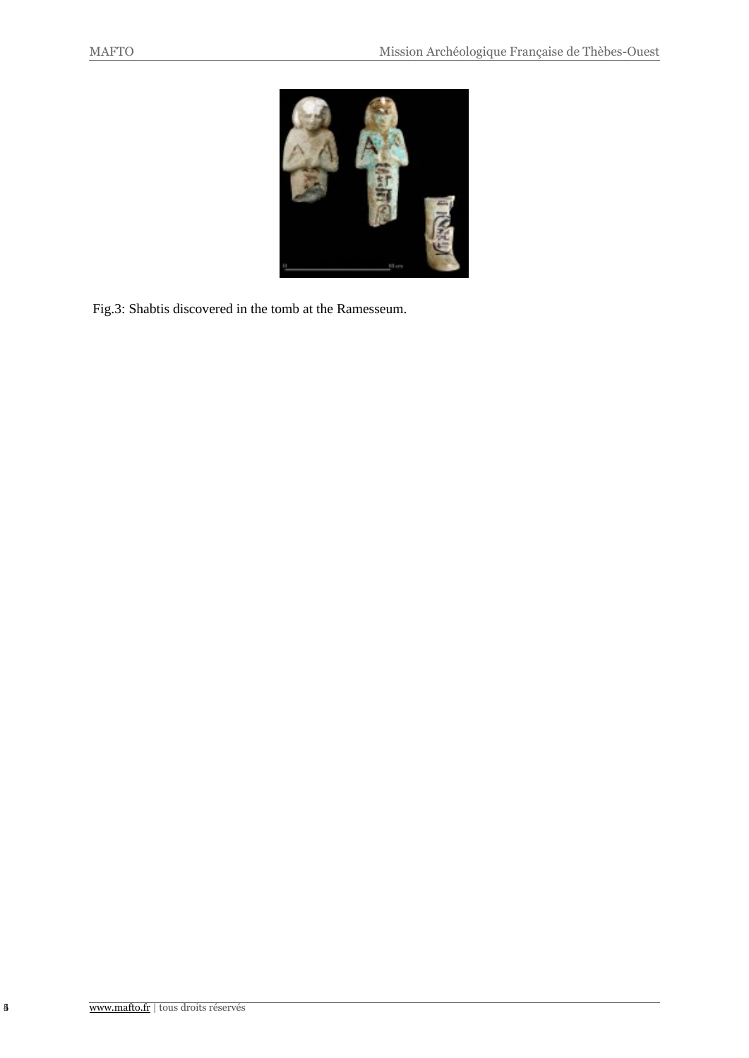Fig.3: Shabtis discovered in the tomb at the Ramesseum.